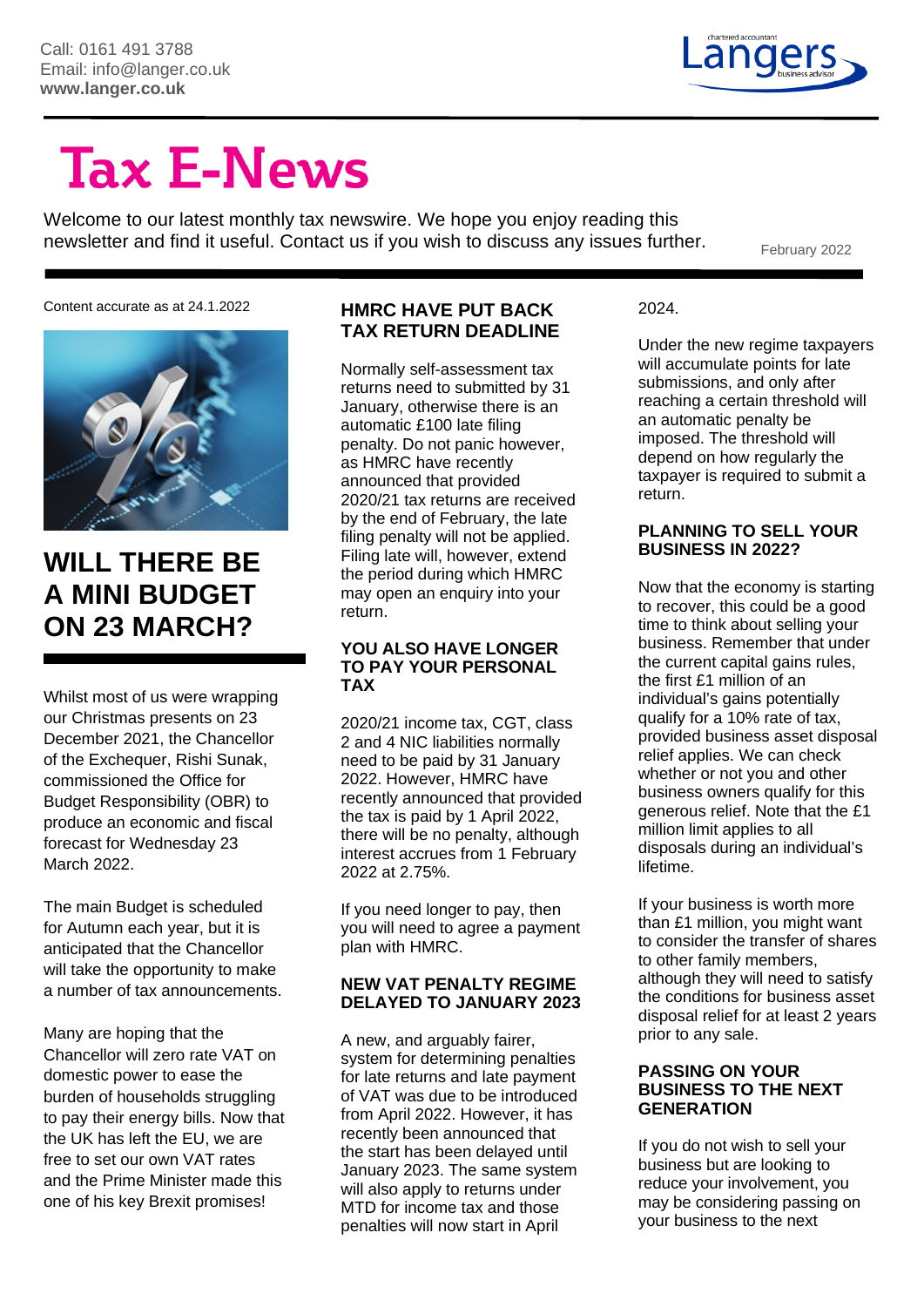Call: 0161 491 3788
Email: info@langer.co.uk
**www.langer.co.uk**

# Tax E-News

Welcome to our latest monthly tax newswire. We hope you enjoy reading this newsletter and find it useful. Contact us if you wish to discuss any issues further.

February 2022

Content accurate as at 24.1.2022

## WILL THERE BE A MINI BUDGET ON 23 MARCH?

Whilst most of us were wrapping our Christmas presents on 23 December 2021, the Chancellor of the Exchequer, Rishi Sunak, commissioned the Office for Budget Responsibility (OBR) to produce an economic and fiscal forecast for Wednesday 23 March 2022.

The main Budget is scheduled for Autumn each year, but it is anticipated that the Chancellor will take the opportunity to make a number of tax announcements.

Many are hoping that the Chancellor will zero rate VAT on domestic power to ease the burden of households struggling to pay their energy bills. Now that the UK has left the EU, we are free to set our own VAT rates and the Prime Minister made this one of his key Brexit promises!

### HMRC HAVE PUT BACK TAX RETURN DEADLINE

Normally self-assessment tax returns need to submitted by 31 January, otherwise there is an automatic £100 late filing penalty. Do not panic however, as HMRC have recently announced that provided 2020/21 tax returns are received by the end of February, the late filing penalty will not be applied. Filing late will, however, extend the period during which HMRC may open an enquiry into your return.

### YOU ALSO HAVE LONGER TO PAY YOUR PERSONAL TAX

2020/21 income tax, CGT, class 2 and 4 NIC liabilities normally need to be paid by 31 January 2022. However, HMRC have recently announced that provided the tax is paid by 1 April 2022, there will be no penalty, although interest accrues from 1 February 2022 at 2.75%.

If you need longer to pay, then you will need to agree a payment plan with HMRC.

### NEW VAT PENALTY REGIME DELAYED TO JANUARY 2023

A new, and arguably fairer, system for determining penalties for late returns and late payment of VAT was due to be introduced from April 2022. However, it has recently been announced that the start has been delayed until January 2023. The same system will also apply to returns under MTD for income tax and those penalties will now start in April 2024.

Under the new regime taxpayers will accumulate points for late submissions, and only after reaching a certain threshold will an automatic penalty be imposed. The threshold will depend on how regularly the taxpayer is required to submit a return.

### PLANNING TO SELL YOUR BUSINESS IN 2022?

Now that the economy is starting to recover, this could be a good time to think about selling your business. Remember that under the current capital gains rules, the first £1 million of an individual's gains potentially qualify for a 10% rate of tax, provided business asset disposal relief applies. We can check whether or not you and other business owners qualify for this generous relief. Note that the £1 million limit applies to all disposals during an individual's lifetime.

If your business is worth more than £1 million, you might want to consider the transfer of shares to other family members, although they will need to satisfy the conditions for business asset disposal relief for at least 2 years prior to any sale.

### PASSING ON YOUR BUSINESS TO THE NEXT GENERATION

If you do not wish to sell your business but are looking to reduce your involvement, you may be considering passing on your business to the next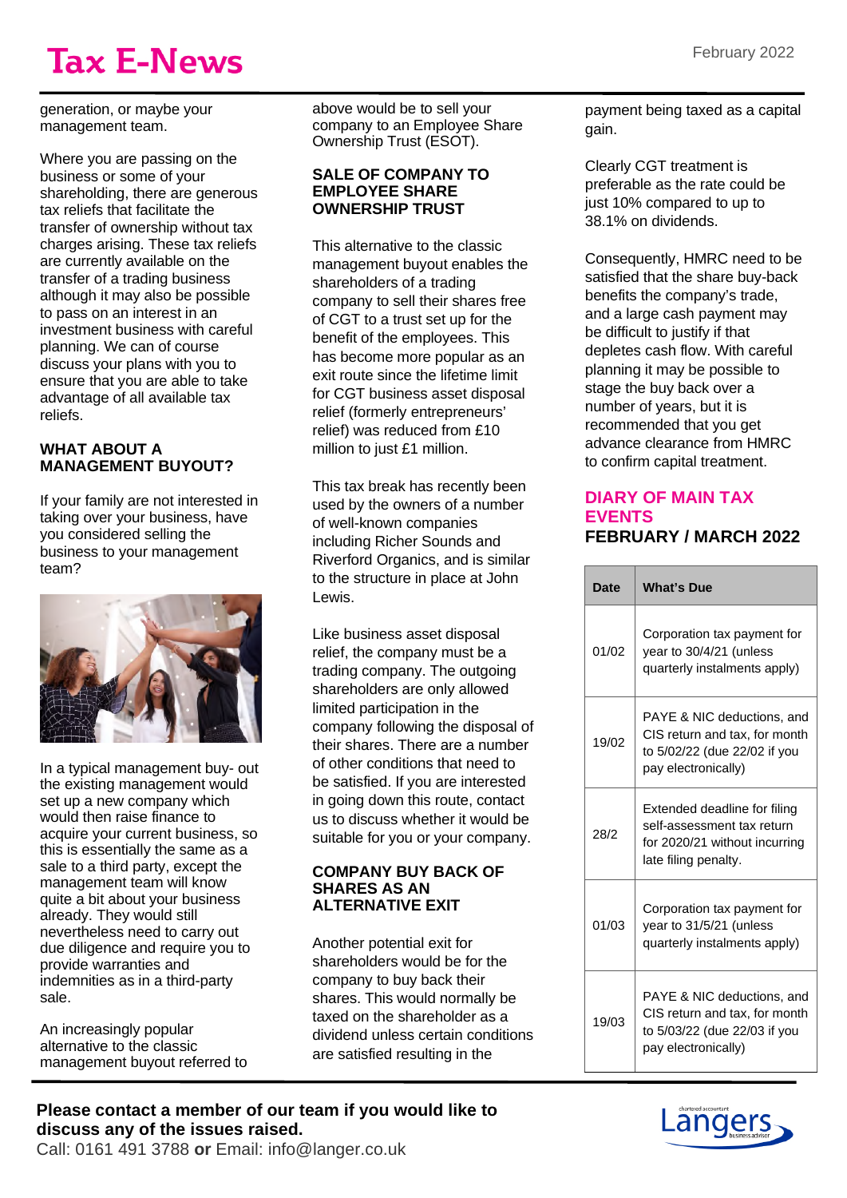generation, or maybe your management team.

Where you are passing on the business or some of your shareholding, there are generous tax reliefs that facilitate the transfer of ownership without tax charges arising. These tax reliefs are currently available on the transfer of a trading business although it may also be possible to pass on an interest in an investment business with careful planning. We can of course discuss your plans with you to ensure that you are able to take advantage of all available tax reliefs.

## WHAT ABOUT A MANAGEMENT BUYOUT?

If your family are not interested in taking over your business, have you considered selling the business to your management team?

In a typical management buy- out the existing management would set up a new company which would then raise finance to acquire your current business, so this is essentially the same as a sale to a third party, except the management team will know quite a bit about your business already. They would still nevertheless need to carry out due diligence and require you to provide warranties and indemnities as in a third-party sale.

An increasingly popular alternative to the classic management buyout referred to above would be to sell your company to an Employee Share Ownership Trust (ESOT).

## SALE OF COMPANY TO EMPLOYEE SHARE OWNERSHIP TRUST

This alternative to the classic management buyout enables the shareholders of a trading company to sell their shares free of CGT to a trust set up for the benefit of the employees. This has become more popular as an exit route since the lifetime limit for CGT business asset disposal relief (formerly entrepreneurs' relief) was reduced from £10 million to just £1 million.

This tax break has recently been used by the owners of a number of well-known companies including Richer Sounds and Riverford Organics, and is similar to the structure in place at John Lewis.

Like business asset disposal relief, the company must be a trading company. The outgoing shareholders are only allowed limited participation in the company following the disposal of their shares. There are a number of other conditions that need to be satisfied. If you are interested in going down this route, contact us to discuss whether it would be suitable for you or your company.

## COMPANY BUY BACK OF SHARES AS AN ALTERNATIVE EXIT

Another potential exit for shareholders would be for the company to buy back their shares. This would normally be taxed on the shareholder as a dividend unless certain conditions are satisfied resulting in the payment being taxed as a capital gain.

Clearly CGT treatment is preferable as the rate could be just 10% compared to up to 38.1% on dividends.

Consequently, HMRC need to be satisfied that the share buy-back benefits the company's trade, and a large cash payment may be difficult to justify if that depletes cash flow. With careful planning it may be possible to stage the buy back over a number of years, but it is recommended that you get advance clearance from HMRC to confirm capital treatment.

## DIARY OF MAIN TAX EVENTS

## FEBRUARY / MARCH 2022

| Date | What's Due |
|---|---|
| 01/02 | Corporation tax payment for year to 30/4/21 (unless quarterly instalments apply) |
| 19/02 | PAYE & NIC deductions, and CIS return and tax, for month to 5/02/22 (due 22/02 if you pay electronically) |
| 28/2 | Extended deadline for filing self-assessment tax return for 2020/21 without incurring late filing penalty. |
| 01/03 | Corporation tax payment for year to 31/5/21 (unless quarterly instalments apply) |
| 19/03 | PAYE & NIC deductions, and CIS return and tax, for month to 5/03/22 (due 22/03 if you pay electronically) |

**Please contact a member of our team if you would like to discuss any of the issues raised.**

Call: 0161 491 3788 **or** Email: info@langer.co.uk